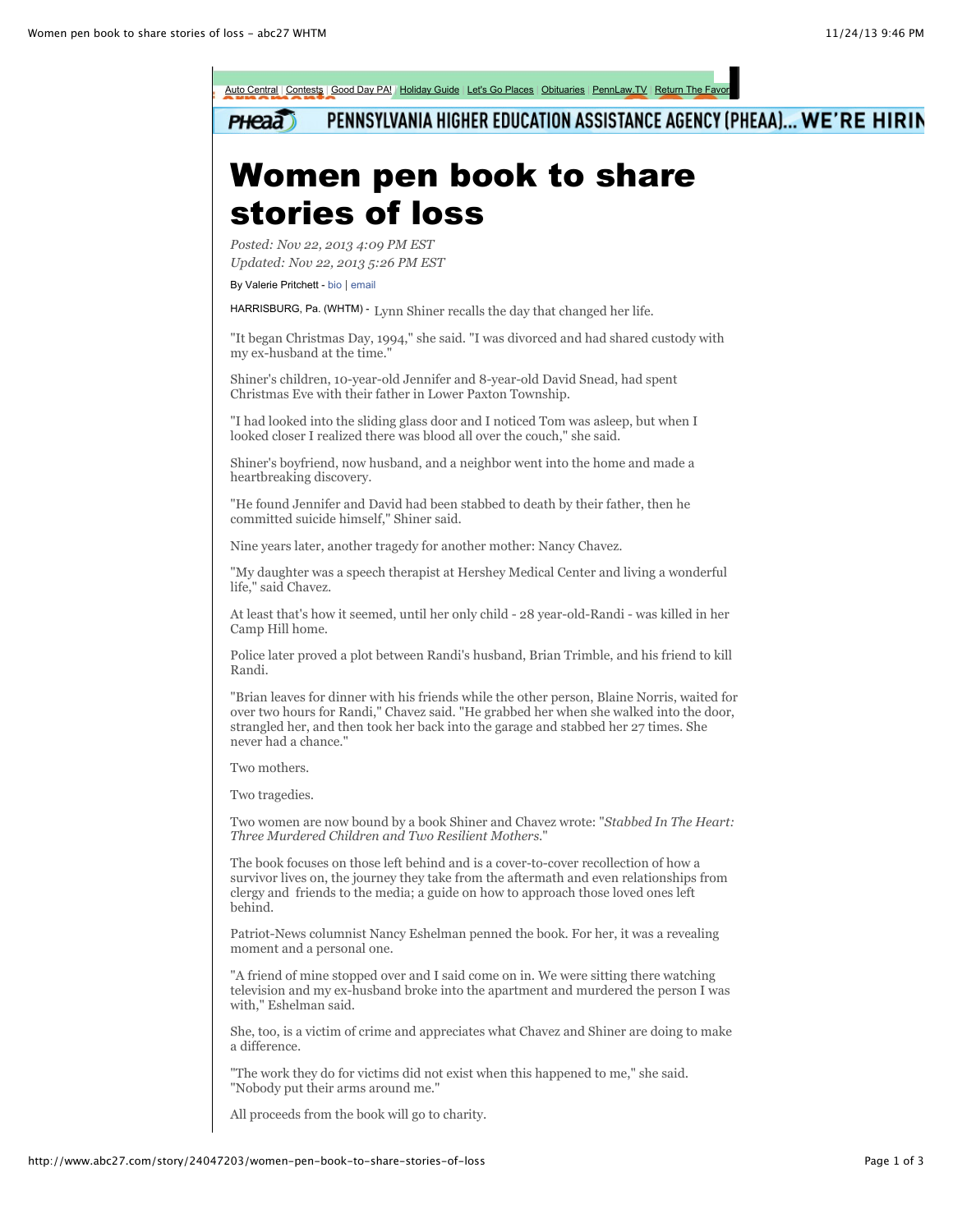Auto Central | Contests | Good Day PA! | Holiday Guide | Let's Go Places | Obituaries | PennLaw.TV | Return The Favor

PENNSYLVANIA HIGHER EDUCATION ASSISTANCE AGENCY (PHEAA)... WE'RE HIRIN

# Women pen book to share stories of loss

*Posted: Nov 22, 2013 4:09 PM EST*
*Updated: Nov 22, 2013 5:26 PM EST*

By Valerie Pritchett - bio | email

HARRISBURG, Pa. (WHTM) - Lynn Shiner recalls the day that changed her life.

"It began Christmas Day, 1994," she said. "I was divorced and had shared custody with my ex-husband at the time."

Shiner's children, 10-year-old Jennifer and 8-year-old David Snead, had spent Christmas Eve with their father in Lower Paxton Township.

"I had looked into the sliding glass door and I noticed Tom was asleep, but when I looked closer I realized there was blood all over the couch," she said.

Shiner's boyfriend, now husband, and a neighbor went into the home and made a heartbreaking discovery.

"He found Jennifer and David had been stabbed to death by their father, then he committed suicide himself," Shiner said.

Nine years later, another tragedy for another mother: Nancy Chavez.

"My daughter was a speech therapist at Hershey Medical Center and living a wonderful life," said Chavez.

At least that's how it seemed, until her only child - 28 year-old-Randi - was killed in her Camp Hill home.

Police later proved a plot between Randi's husband, Brian Trimble, and his friend to kill Randi.

"Brian leaves for dinner with his friends while the other person, Blaine Norris, waited for over two hours for Randi," Chavez said. "He grabbed her when she walked into the door, strangled her, and then took her back into the garage and stabbed her 27 times. She never had a chance."

Two mothers.

Two tragedies.

Two women are now bound by a book Shiner and Chavez wrote: "*Stabbed In The Heart: Three Murdered Children and Two Resilient Mothers.*"

The book focuses on those left behind and is a cover-to-cover recollection of how a survivor lives on, the journey they take from the aftermath and even relationships from clergy and friends to the media; a guide on how to approach those loved ones left behind.

Patriot-News columnist Nancy Eshelman penned the book. For her, it was a revealing moment and a personal one.

"A friend of mine stopped over and I said come on in. We were sitting there watching television and my ex-husband broke into the apartment and murdered the person I was with," Eshelman said.

She, too, is a victim of crime and appreciates what Chavez and Shiner are doing to make a difference.

"The work they do for victims did not exist when this happened to me," she said. "Nobody put their arms around me."

All proceeds from the book will go to charity.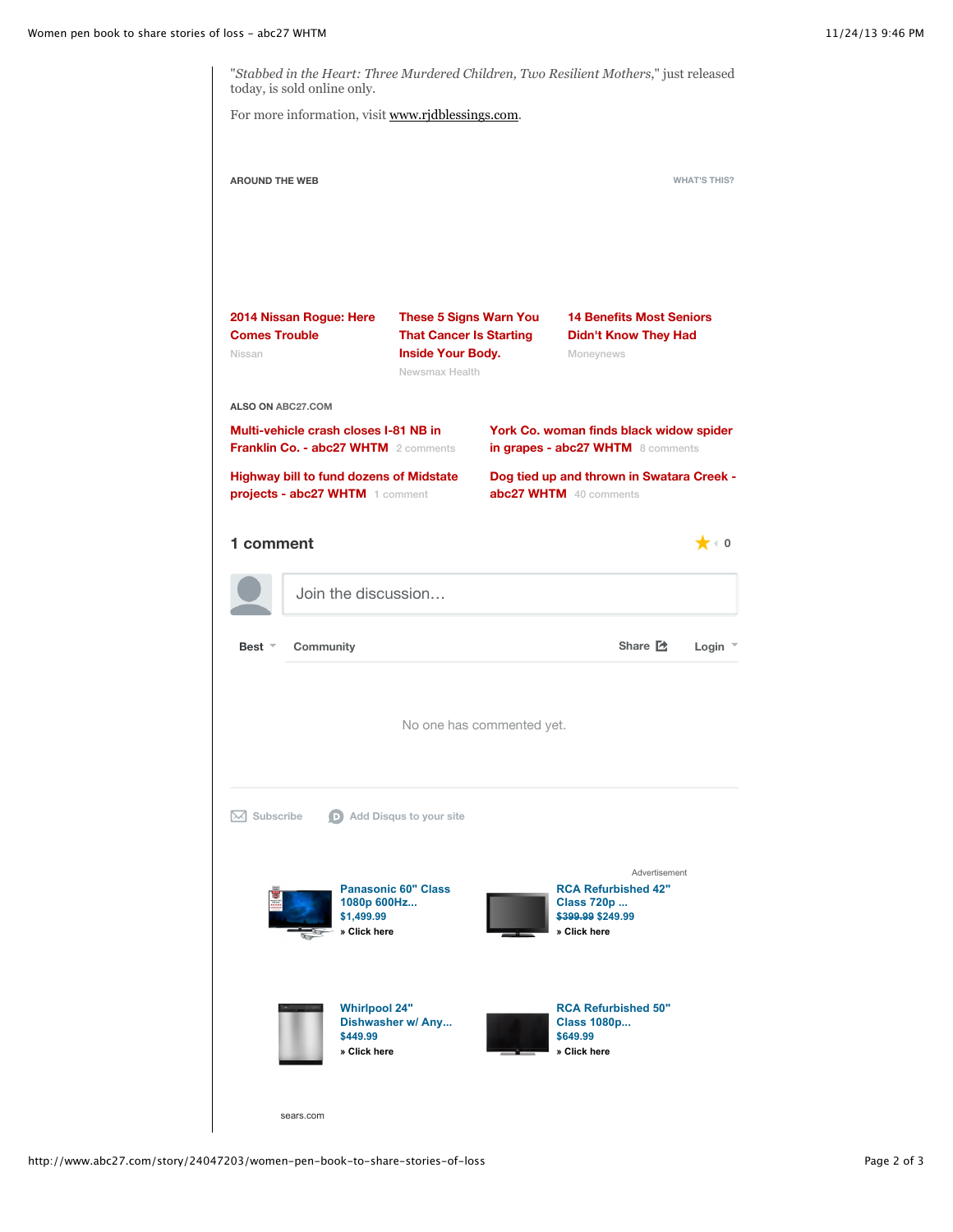"*Stabbed in the Heart: Three Murdered Children, Two Resilient Mothers*," just released today, is sold online only.

For more information, visit www.rjdblessings.com.

**AROUND THE WEB** WHAT'S THIS?

**2014 Nissan Rogue: Here Comes Trouble**
Nissan

**These 5 Signs Warn You That Cancer Is Starting Inside Your Body.**
Newsmax Health

**14 Benefits Most Seniors Didn't Know They Had**
Moneynews

**ALSO ON ABC27.COM**

**Multi-vehicle crash closes I-81 NB in Franklin Co. - abc27 WHTM** 2 comments

**York Co. woman finds black widow spider in grapes - abc27 WHTM** 8 comments

**Highway bill to fund dozens of Midstate projects - abc27 WHTM** 1 comment

**Dog tied up and thrown in Swatara Creek - abc27 WHTM** 40 comments

## 1 comment

0

Join the discussion…

Best Community Share Login

No one has commented yet.

Subscribe Add Disqus to your site

Advertisement

**Panasonic 60" Class 1080p 600Hz...**
$1,499.99
» Click here

**RCA Refurbished 42" Class 720p ...**
~~$399.99~~ $249.99
» Click here

**Whirlpool 24" Dishwasher w/ Any...**
$449.99
» Click here

**RCA Refurbished 50" Class 1080p...**
$649.99
» Click here

sears.com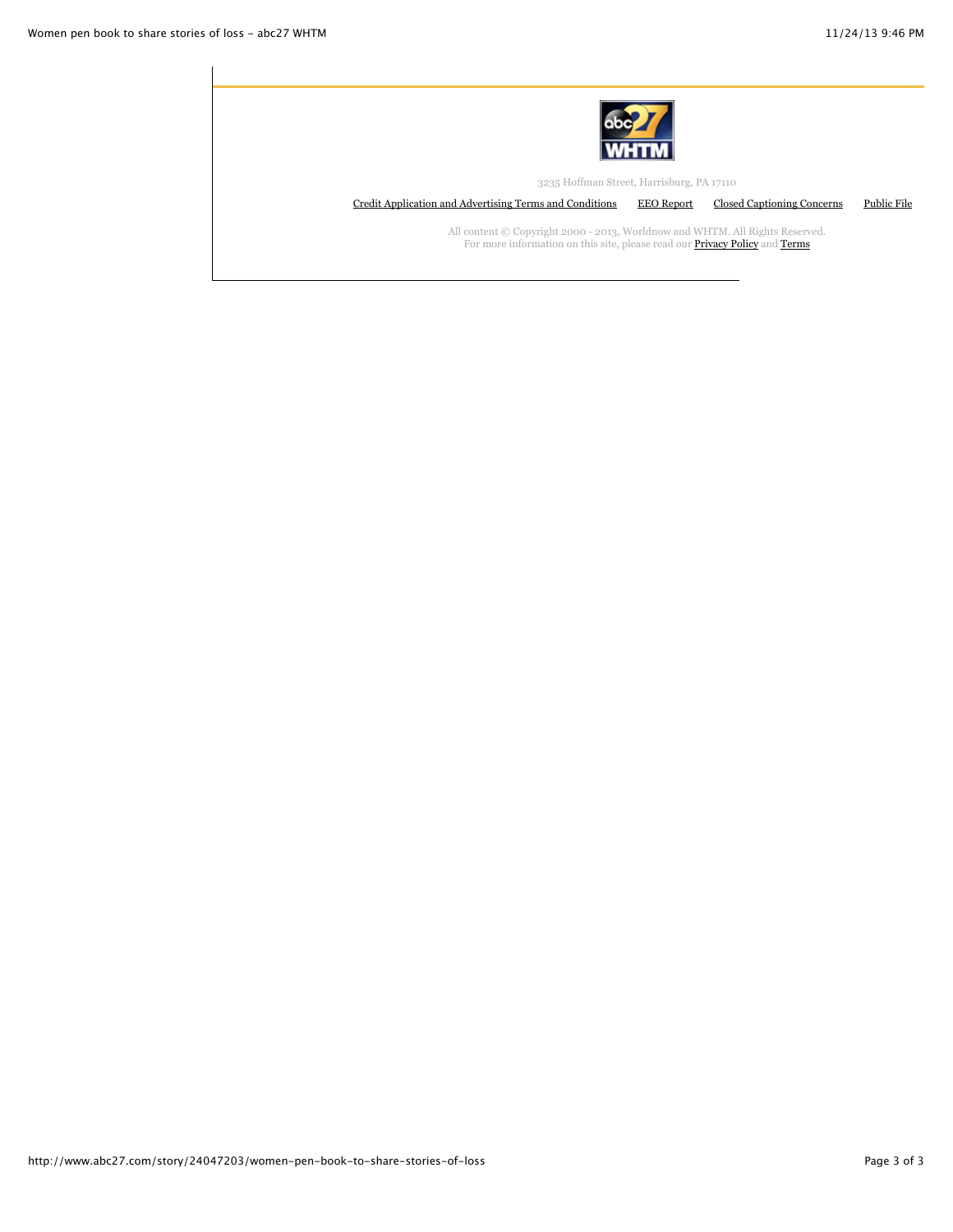3235 Hoffman Street, Harrisburg, PA 17110

Credit Application and Advertising Terms and Conditions | EEO Report | Closed Captioning Concerns | Public File

All content © Copyright 2000 - 2013, Worldnow and WHTM. All Rights Reserved.
For more information on this site, please read our Privacy Policy and Terms